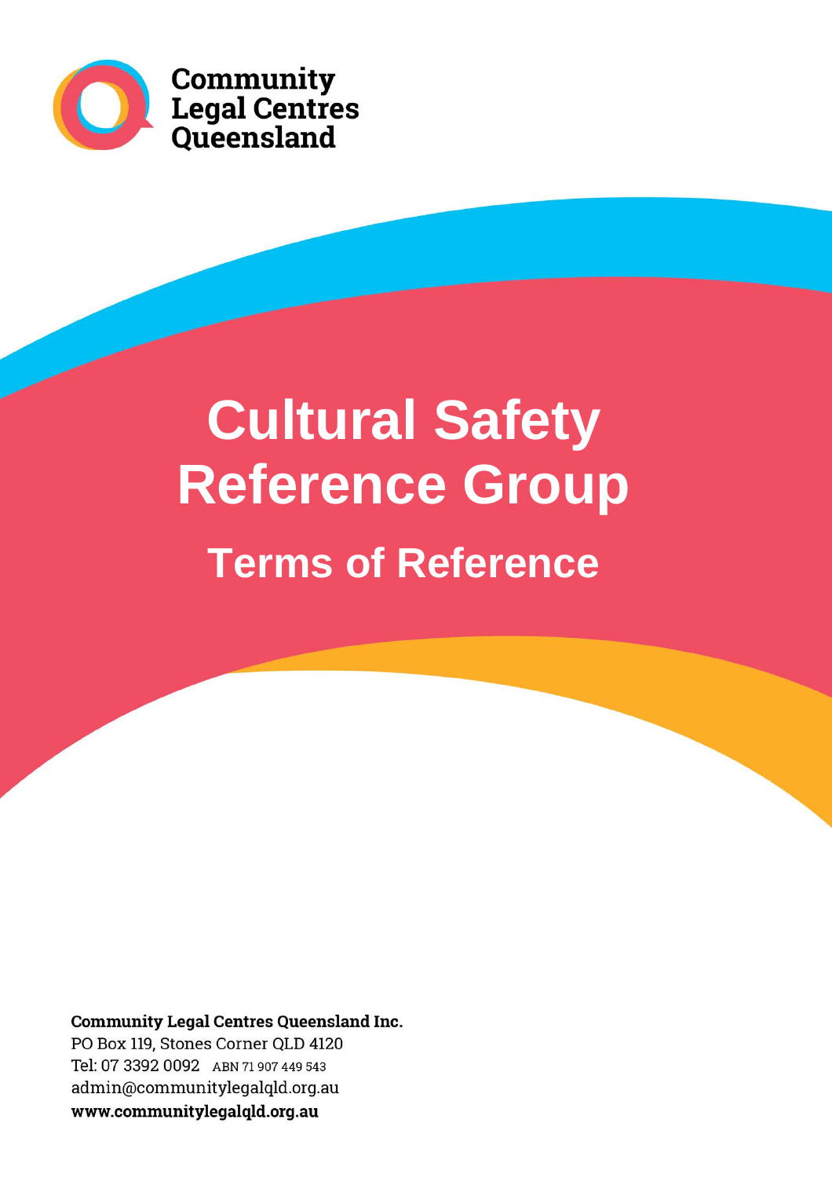Community Legal Centres Queensland

# Cultural Safety Reference Group

## Terms of Reference

**Community Legal Centres Queensland Inc.**
PO Box 119, Stones Corner QLD 4120
Tel: 07 3392 0092 ABN 71 907 449 543
admin@communitylegalqld.org.au
**www.communitylegalqld.org.au**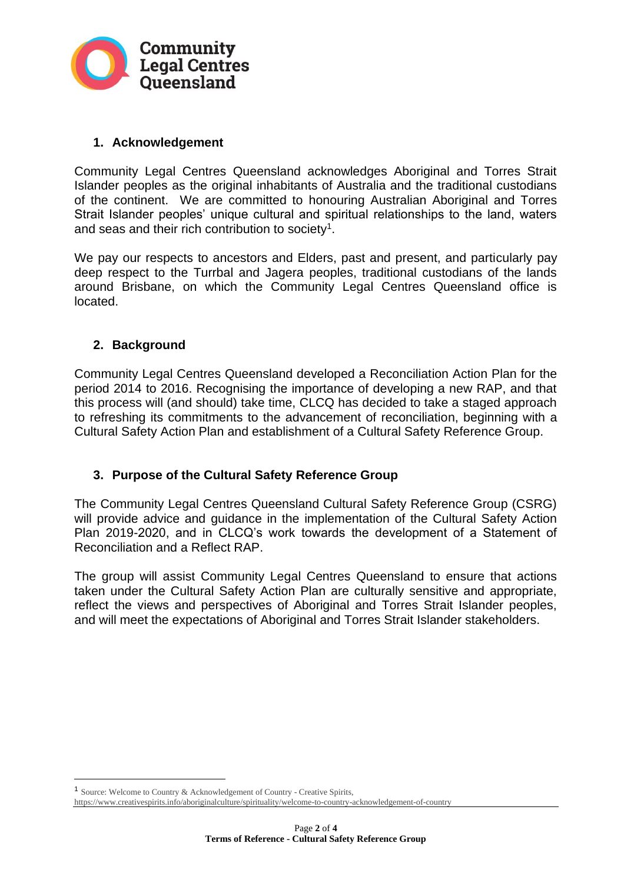## 1. Acknowledgement

Community Legal Centres Queensland acknowledges Aboriginal and Torres Strait Islander peoples as the original inhabitants of Australia and the traditional custodians of the continent. We are committed to honouring Australian Aboriginal and Torres Strait Islander peoples' unique cultural and spiritual relationships to the land, waters and seas and their rich contribution to society[1].

We pay our respects to ancestors and Elders, past and present, and particularly pay deep respect to the Turrbal and Jagera peoples, traditional custodians of the lands around Brisbane, on which the Community Legal Centres Queensland office is located.

## 2. Background

Community Legal Centres Queensland developed a Reconciliation Action Plan for the period 2014 to 2016. Recognising the importance of developing a new RAP, and that this process will (and should) take time, CLCQ has decided to take a staged approach to refreshing its commitments to the advancement of reconciliation, beginning with a Cultural Safety Action Plan and establishment of a Cultural Safety Reference Group.

## 3. Purpose of the Cultural Safety Reference Group

The Community Legal Centres Queensland Cultural Safety Reference Group (CSRG) will provide advice and guidance in the implementation of the Cultural Safety Action Plan 2019-2020, and in CLCQ's work towards the development of a Statement of Reconciliation and a Reflect RAP.

The group will assist Community Legal Centres Queensland to ensure that actions taken under the Cultural Safety Action Plan are culturally sensitive and appropriate, reflect the views and perspectives of Aboriginal and Torres Strait Islander peoples, and will meet the expectations of Aboriginal and Torres Strait Islander stakeholders.

[1] Source: Welcome to Country & Acknowledgement of Country - Creative Spirits, https://www.creativespirits.info/aboriginalculture/spirituality/welcome-to-country-acknowledgement-of-country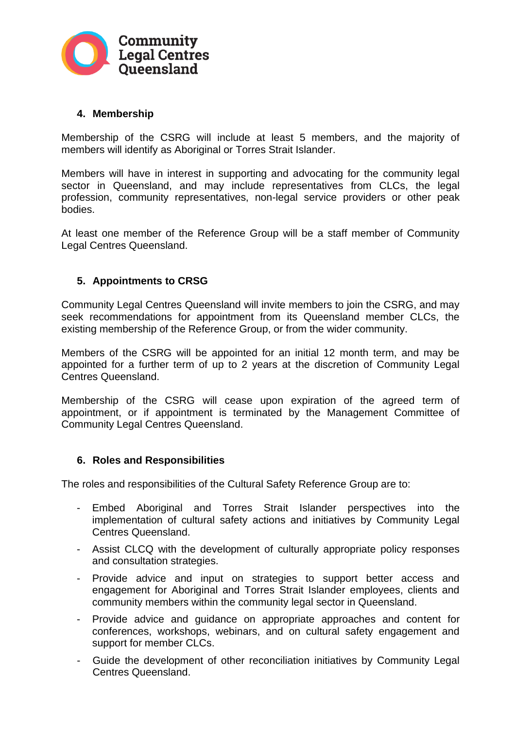## 4. Membership

Membership of the CSRG will include at least 5 members, and the majority of members will identify as Aboriginal or Torres Strait Islander.

Members will have in interest in supporting and advocating for the community legal sector in Queensland, and may include representatives from CLCs, the legal profession, community representatives, non-legal service providers or other peak bodies.

At least one member of the Reference Group will be a staff member of Community Legal Centres Queensland.

## 5. Appointments to CRSG

Community Legal Centres Queensland will invite members to join the CSRG, and may seek recommendations for appointment from its Queensland member CLCs, the existing membership of the Reference Group, or from the wider community.

Members of the CSRG will be appointed for an initial 12 month term, and may be appointed for a further term of up to 2 years at the discretion of Community Legal Centres Queensland.

Membership of the CSRG will cease upon expiration of the agreed term of appointment, or if appointment is terminated by the Management Committee of Community Legal Centres Queensland.

## 6. Roles and Responsibilities

The roles and responsibilities of the Cultural Safety Reference Group are to:

- Embed Aboriginal and Torres Strait Islander perspectives into the implementation of cultural safety actions and initiatives by Community Legal Centres Queensland.
- Assist CLCQ with the development of culturally appropriate policy responses and consultation strategies.
- Provide advice and input on strategies to support better access and engagement for Aboriginal and Torres Strait Islander employees, clients and community members within the community legal sector in Queensland.
- Provide advice and guidance on appropriate approaches and content for conferences, workshops, webinars, and on cultural safety engagement and support for member CLCs.
- Guide the development of other reconciliation initiatives by Community Legal Centres Queensland.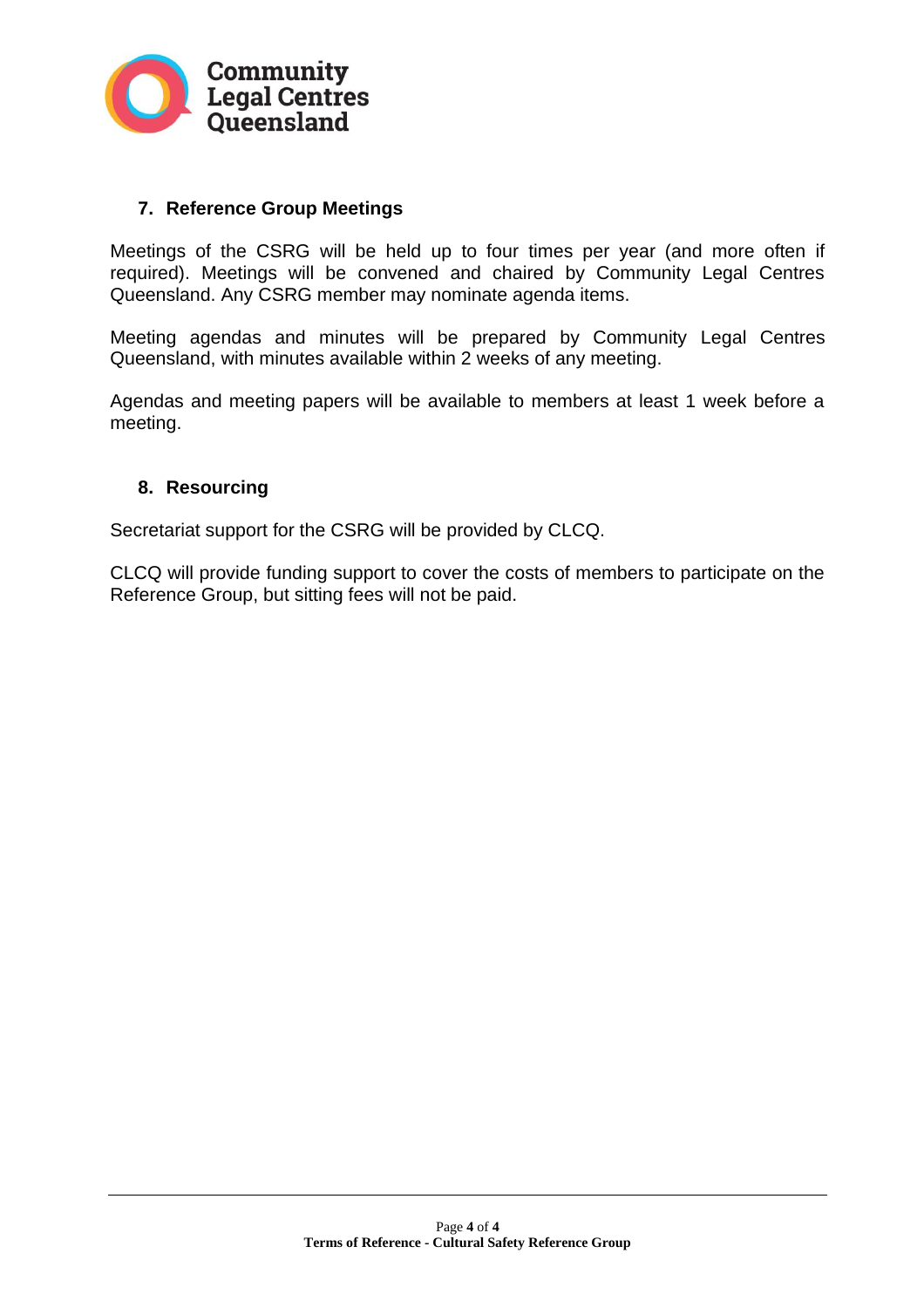## 7. Reference Group Meetings

Meetings of the CSRG will be held up to four times per year (and more often if required). Meetings will be convened and chaired by Community Legal Centres Queensland. Any CSRG member may nominate agenda items.

Meeting agendas and minutes will be prepared by Community Legal Centres Queensland, with minutes available within 2 weeks of any meeting.

Agendas and meeting papers will be available to members at least 1 week before a meeting.

## 8. Resourcing

Secretariat support for the CSRG will be provided by CLCQ.

CLCQ will provide funding support to cover the costs of members to participate on the Reference Group, but sitting fees will not be paid.